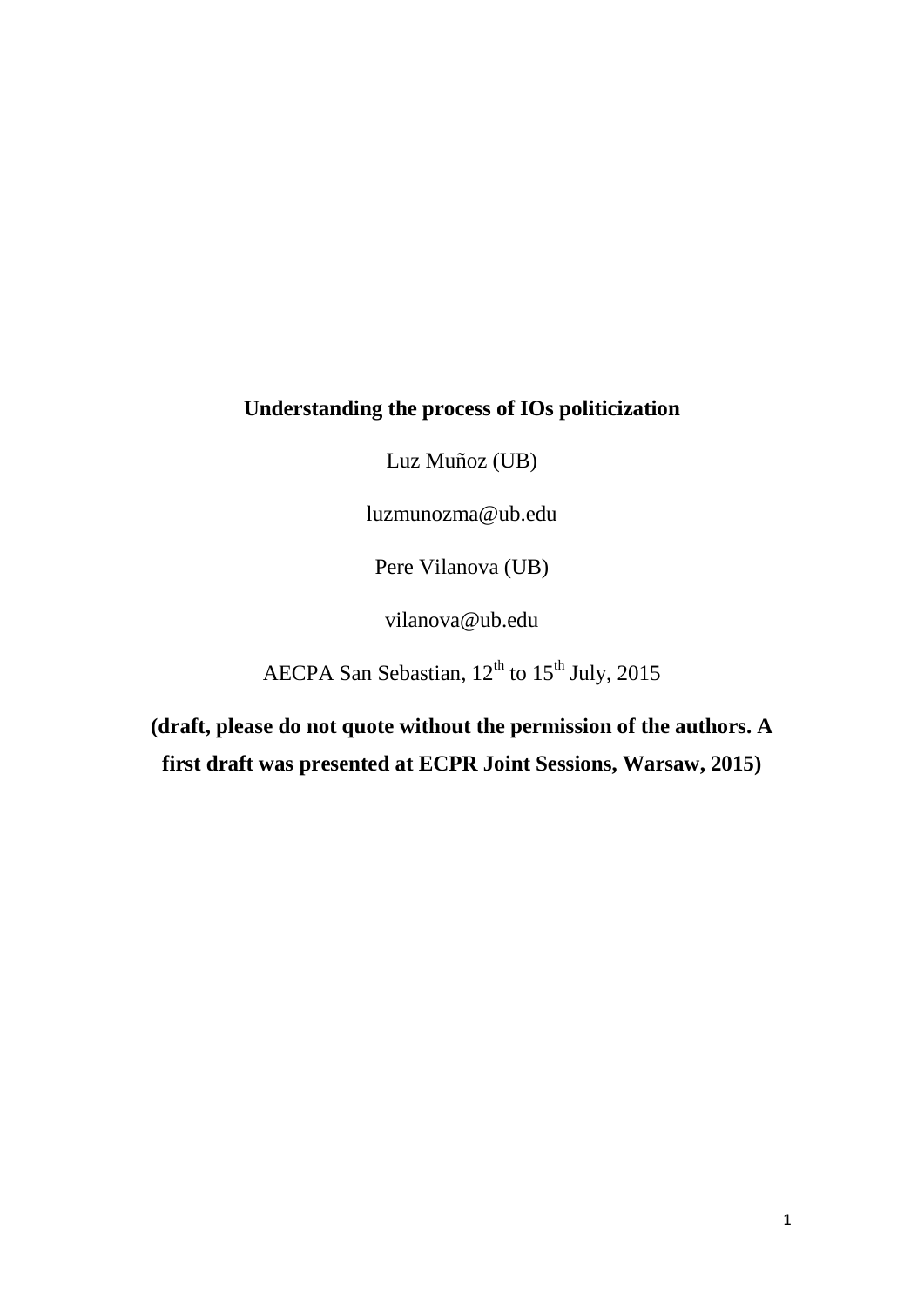# Understanding the process of IOs politicization

Luz Muñoz (UB)

luzmunozma@ub.edu

Pere Vilanova (UB)

vilanova@ub.edu

AECPA San Sebastian, 12th to 15th July, 2015

**(draft, please do not quote without the permission of the authors. A first draft was presented at ECPR Joint Sessions, Warsaw, 2015)**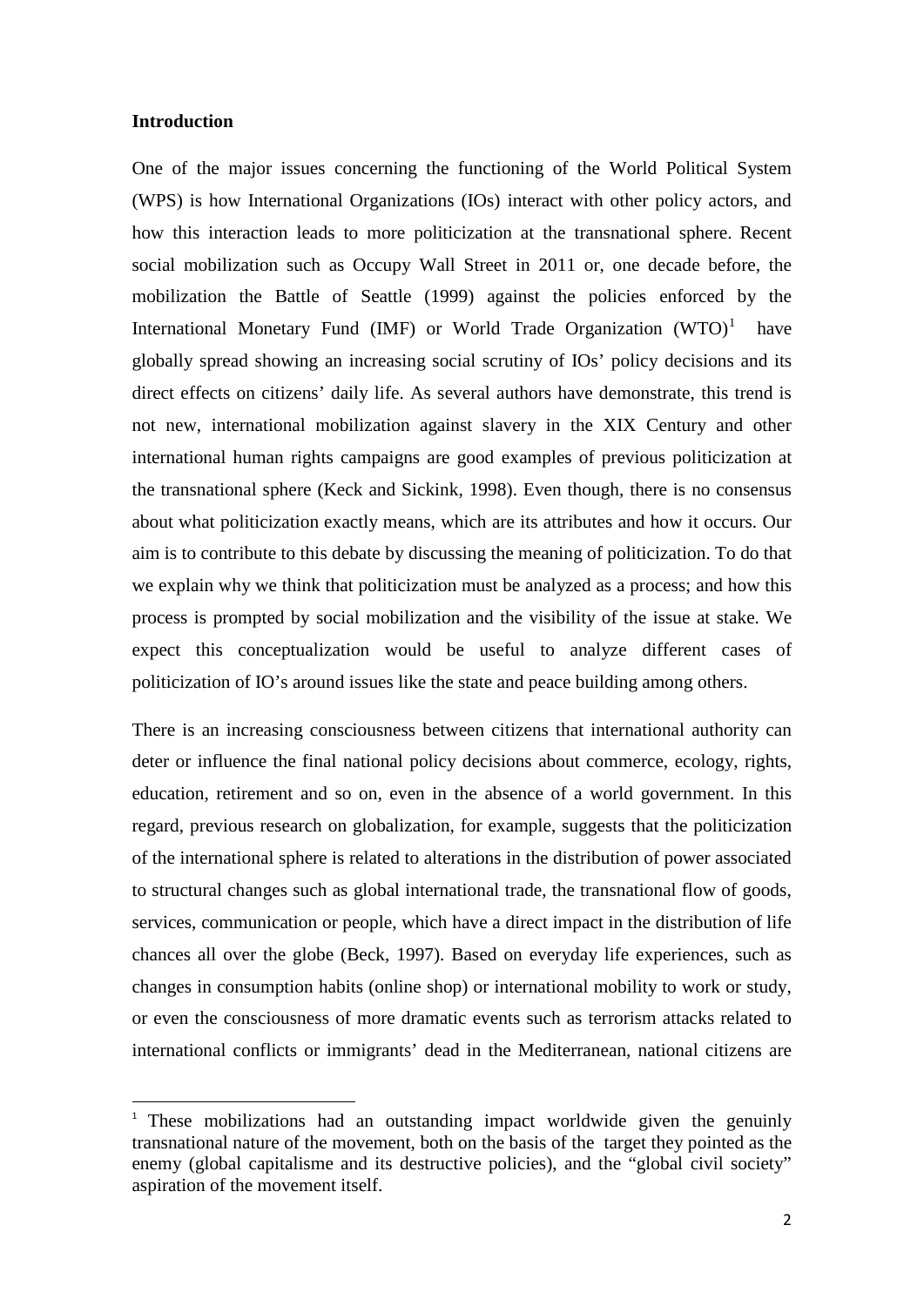## Introduction

One of the major issues concerning the functioning of the World Political System (WPS) is how International Organizations (IOs) interact with other policy actors, and how this interaction leads to more politicization at the transnational sphere. Recent social mobilization such as Occupy Wall Street in 2011 or, one decade before, the mobilization the Battle of Seattle (1999) against the policies enforced by the International Monetary Fund (IMF) or World Trade Organization (WTO)[1] have globally spread showing an increasing social scrutiny of IOs' policy decisions and its direct effects on citizens' daily life. As several authors have demonstrate, this trend is not new, international mobilization against slavery in the XIX Century and other international human rights campaigns are good examples of previous politicization at the transnational sphere (Keck and Sickink, 1998). Even though, there is no consensus about what politicization exactly means, which are its attributes and how it occurs. Our aim is to contribute to this debate by discussing the meaning of politicization. To do that we explain why we think that politicization must be analyzed as a process; and how this process is prompted by social mobilization and the visibility of the issue at stake. We expect this conceptualization would be useful to analyze different cases of politicization of IO's around issues like the state and peace building among others.

There is an increasing consciousness between citizens that international authority can deter or influence the final national policy decisions about commerce, ecology, rights, education, retirement and so on, even in the absence of a world government. In this regard, previous research on globalization, for example, suggests that the politicization of the international sphere is related to alterations in the distribution of power associated to structural changes such as global international trade, the transnational flow of goods, services, communication or people, which have a direct impact in the distribution of life chances all over the globe (Beck, 1997). Based on everyday life experiences, such as changes in consumption habits (online shop) or international mobility to work or study, or even the consciousness of more dramatic events such as terrorism attacks related to international conflicts or immigrants' dead in the Mediterranean, national citizens are

[1] These mobilizations had an outstanding impact worldwide given the genuinly transnational nature of the movement, both on the basis of the target they pointed as the enemy (global capitalisme and its destructive policies), and the "global civil society" aspiration of the movement itself.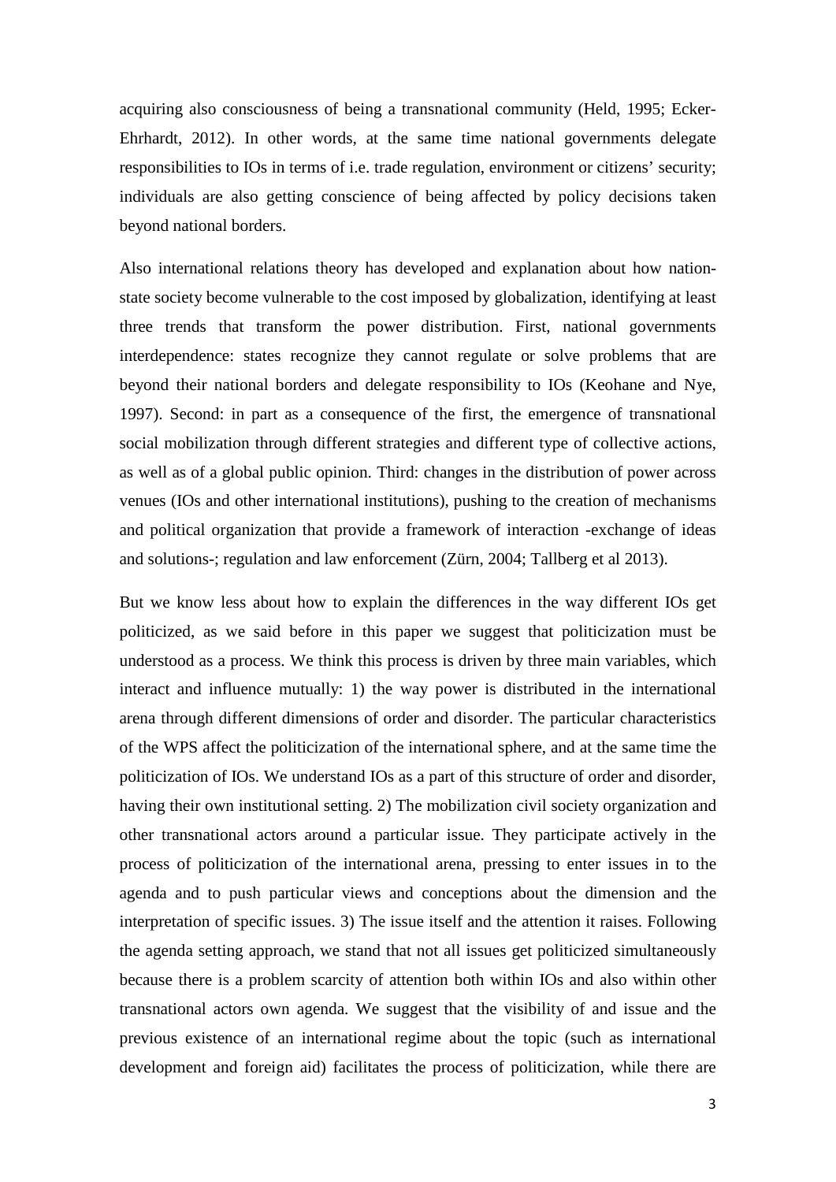acquiring also consciousness of being a transnational community (Held, 1995; Ecker-Ehrhardt, 2012). In other words, at the same time national governments delegate responsibilities to IOs in terms of i.e. trade regulation, environment or citizens' security; individuals are also getting conscience of being affected by policy decisions taken beyond national borders.

Also international relations theory has developed and explanation about how nation-state society become vulnerable to the cost imposed by globalization, identifying at least three trends that transform the power distribution. First, national governments interdependence: states recognize they cannot regulate or solve problems that are beyond their national borders and delegate responsibility to IOs (Keohane and Nye, 1997). Second: in part as a consequence of the first, the emergence of transnational social mobilization through different strategies and different type of collective actions, as well as of a global public opinion. Third: changes in the distribution of power across venues (IOs and other international institutions), pushing to the creation of mechanisms and political organization that provide a framework of interaction -exchange of ideas and solutions-; regulation and law enforcement (Zürn, 2004; Tallberg et al 2013).

But we know less about how to explain the differences in the way different IOs get politicized, as we said before in this paper we suggest that politicization must be understood as a process. We think this process is driven by three main variables, which interact and influence mutually: 1) the way power is distributed in the international arena through different dimensions of order and disorder. The particular characteristics of the WPS affect the politicization of the international sphere, and at the same time the politicization of IOs. We understand IOs as a part of this structure of order and disorder, having their own institutional setting. 2) The mobilization civil society organization and other transnational actors around a particular issue. They participate actively in the process of politicization of the international arena, pressing to enter issues in to the agenda and to push particular views and conceptions about the dimension and the interpretation of specific issues. 3) The issue itself and the attention it raises. Following the agenda setting approach, we stand that not all issues get politicized simultaneously because there is a problem scarcity of attention both within IOs and also within other transnational actors own agenda. We suggest that the visibility of and issue and the previous existence of an international regime about the topic (such as international development and foreign aid) facilitates the process of politicization, while there are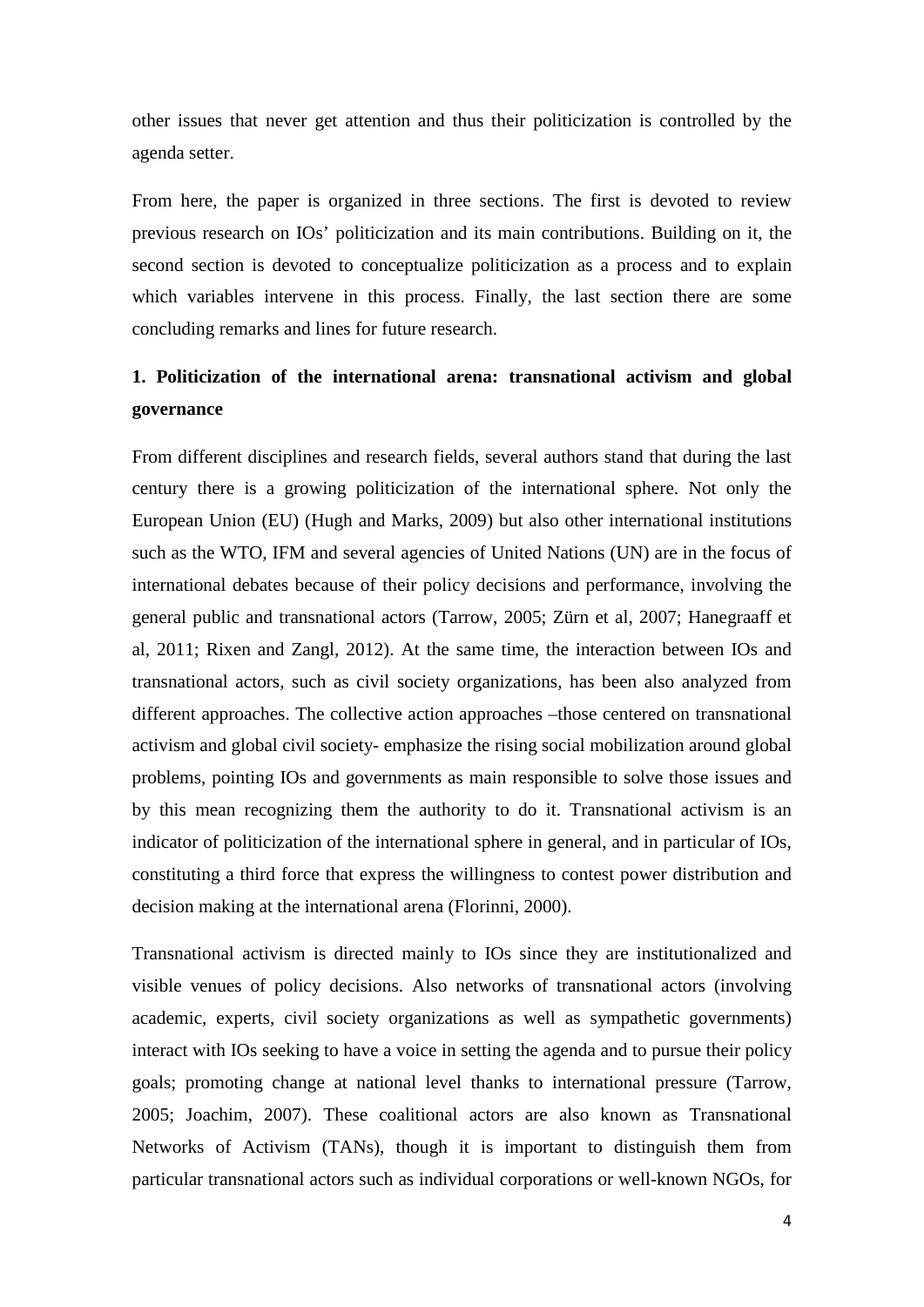other issues that never get attention and thus their politicization is controlled by the agenda setter.

From here, the paper is organized in three sections. The first is devoted to review previous research on IOs' politicization and its main contributions. Building on it, the second section is devoted to conceptualize politicization as a process and to explain which variables intervene in this process. Finally, the last section there are some concluding remarks and lines for future research.

## 1. Politicization of the international arena: transnational activism and global governance

From different disciplines and research fields, several authors stand that during the last century there is a growing politicization of the international sphere. Not only the European Union (EU) (Hugh and Marks, 2009) but also other international institutions such as the WTO, IFM and several agencies of United Nations (UN) are in the focus of international debates because of their policy decisions and performance, involving the general public and transnational actors (Tarrow, 2005; Zürn et al, 2007; Hanegraaff et al, 2011; Rixen and Zangl, 2012). At the same time, the interaction between IOs and transnational actors, such as civil society organizations, has been also analyzed from different approaches. The collective action approaches –those centered on transnational activism and global civil society- emphasize the rising social mobilization around global problems, pointing IOs and governments as main responsible to solve those issues and by this mean recognizing them the authority to do it. Transnational activism is an indicator of politicization of the international sphere in general, and in particular of IOs, constituting a third force that express the willingness to contest power distribution and decision making at the international arena (Florinni, 2000).

Transnational activism is directed mainly to IOs since they are institutionalized and visible venues of policy decisions. Also networks of transnational actors (involving academic, experts, civil society organizations as well as sympathetic governments) interact with IOs seeking to have a voice in setting the agenda and to pursue their policy goals; promoting change at national level thanks to international pressure (Tarrow, 2005; Joachim, 2007). These coalitional actors are also known as Transnational Networks of Activism (TANs), though it is important to distinguish them from particular transnational actors such as individual corporations or well-known NGOs, for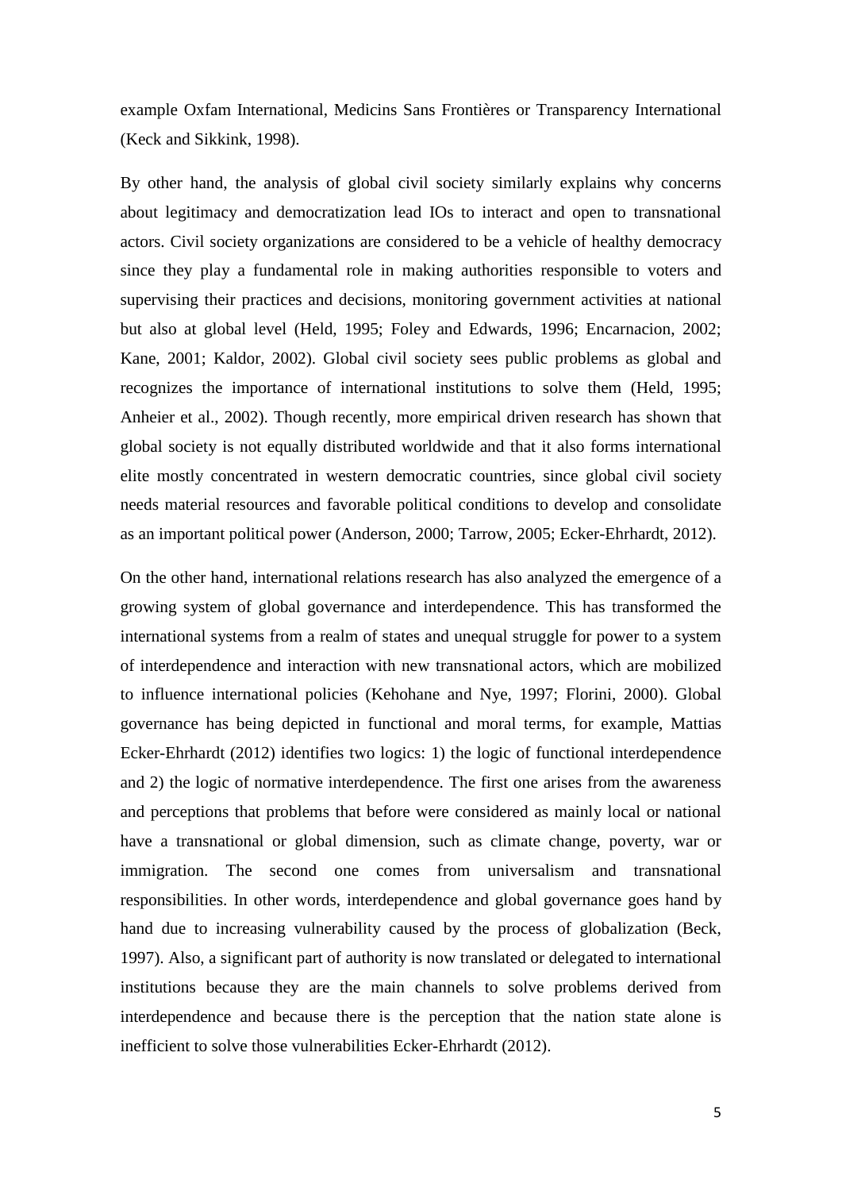example Oxfam International, Medicins Sans Frontières or Transparency International (Keck and Sikkink, 1998).

By other hand, the analysis of global civil society similarly explains why concerns about legitimacy and democratization lead IOs to interact and open to transnational actors. Civil society organizations are considered to be a vehicle of healthy democracy since they play a fundamental role in making authorities responsible to voters and supervising their practices and decisions, monitoring government activities at national but also at global level (Held, 1995; Foley and Edwards, 1996; Encarnacion, 2002; Kane, 2001; Kaldor, 2002). Global civil society sees public problems as global and recognizes the importance of international institutions to solve them (Held, 1995; Anheier et al., 2002). Though recently, more empirical driven research has shown that global society is not equally distributed worldwide and that it also forms international elite mostly concentrated in western democratic countries, since global civil society needs material resources and favorable political conditions to develop and consolidate as an important political power (Anderson, 2000; Tarrow, 2005; Ecker-Ehrhardt, 2012).

On the other hand, international relations research has also analyzed the emergence of a growing system of global governance and interdependence. This has transformed the international systems from a realm of states and unequal struggle for power to a system of interdependence and interaction with new transnational actors, which are mobilized to influence international policies (Kehohane and Nye, 1997; Florini, 2000). Global governance has being depicted in functional and moral terms, for example, Mattias Ecker-Ehrhardt (2012) identifies two logics: 1) the logic of functional interdependence and 2) the logic of normative interdependence. The first one arises from the awareness and perceptions that problems that before were considered as mainly local or national have a transnational or global dimension, such as climate change, poverty, war or immigration. The second one comes from universalism and transnational responsibilities. In other words, interdependence and global governance goes hand by hand due to increasing vulnerability caused by the process of globalization (Beck, 1997). Also, a significant part of authority is now translated or delegated to international institutions because they are the main channels to solve problems derived from interdependence and because there is the perception that the nation state alone is inefficient to solve those vulnerabilities Ecker-Ehrhardt (2012).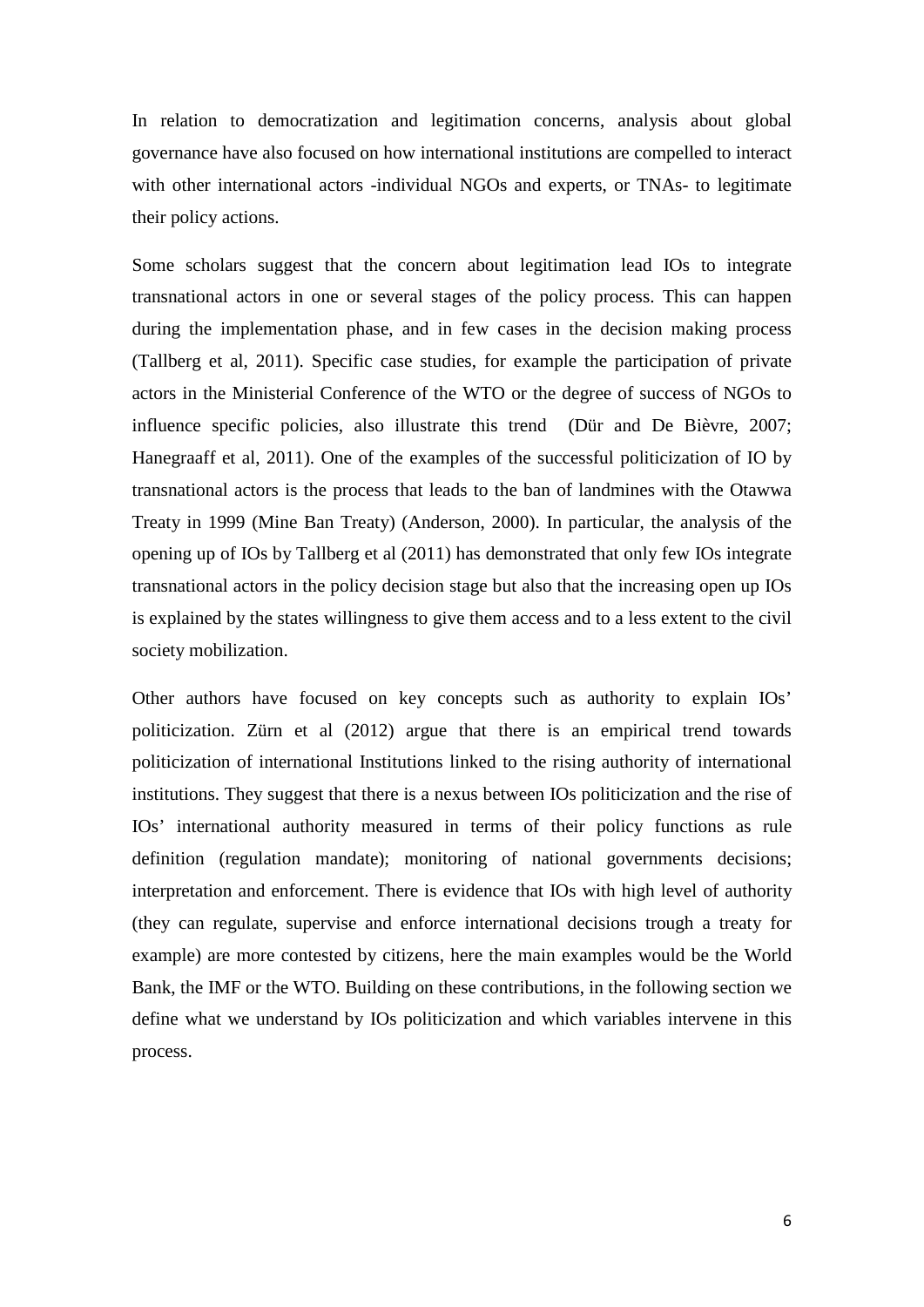In relation to democratization and legitimation concerns, analysis about global governance have also focused on how international institutions are compelled to interact with other international actors -individual NGOs and experts, or TNAs- to legitimate their policy actions.

Some scholars suggest that the concern about legitimation lead IOs to integrate transnational actors in one or several stages of the policy process. This can happen during the implementation phase, and in few cases in the decision making process (Tallberg et al, 2011). Specific case studies, for example the participation of private actors in the Ministerial Conference of the WTO or the degree of success of NGOs to influence specific policies, also illustrate this trend (Dür and De Bièvre, 2007; Hanegraaff et al, 2011). One of the examples of the successful politicization of IO by transnational actors is the process that leads to the ban of landmines with the Otawwa Treaty in 1999 (Mine Ban Treaty) (Anderson, 2000). In particular, the analysis of the opening up of IOs by Tallberg et al (2011) has demonstrated that only few IOs integrate transnational actors in the policy decision stage but also that the increasing open up IOs is explained by the states willingness to give them access and to a less extent to the civil society mobilization.

Other authors have focused on key concepts such as authority to explain IOs' politicization. Zürn et al (2012) argue that there is an empirical trend towards politicization of international Institutions linked to the rising authority of international institutions. They suggest that there is a nexus between IOs politicization and the rise of IOs' international authority measured in terms of their policy functions as rule definition (regulation mandate); monitoring of national governments decisions; interpretation and enforcement. There is evidence that IOs with high level of authority (they can regulate, supervise and enforce international decisions trough a treaty for example) are more contested by citizens, here the main examples would be the World Bank, the IMF or the WTO. Building on these contributions, in the following section we define what we understand by IOs politicization and which variables intervene in this process.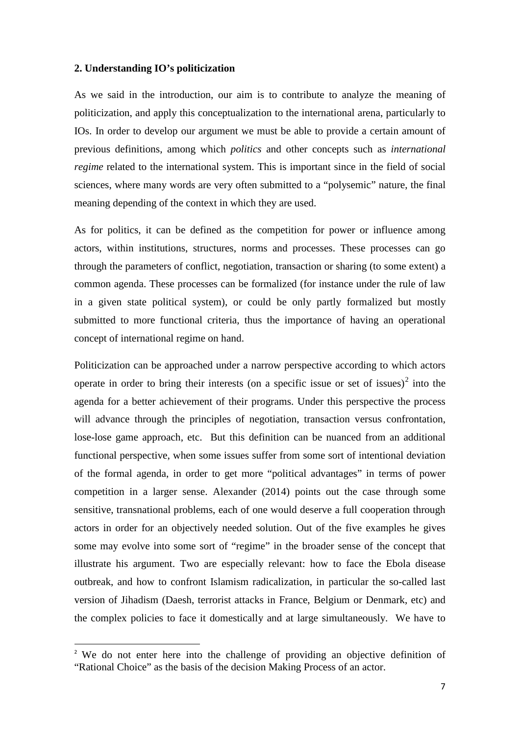### 2. Understanding IO's politicization

As we said in the introduction, our aim is to contribute to analyze the meaning of politicization, and apply this conceptualization to the international arena, particularly to IOs. In order to develop our argument we must be able to provide a certain amount of previous definitions, among which *politics* and other concepts such as *international regime* related to the international system. This is important since in the field of social sciences, where many words are very often submitted to a "polysemic" nature, the final meaning depending of the context in which they are used.

As for politics, it can be defined as the competition for power or influence among actors, within institutions, structures, norms and processes. These processes can go through the parameters of conflict, negotiation, transaction or sharing (to some extent) a common agenda. These processes can be formalized (for instance under the rule of law in a given state political system), or could be only partly formalized but mostly submitted to more functional criteria, thus the importance of having an operational concept of international regime on hand.

Politicization can be approached under a narrow perspective according to which actors operate in order to bring their interests (on a specific issue or set of issues)[2] into the agenda for a better achievement of their programs. Under this perspective the process will advance through the principles of negotiation, transaction versus confrontation, lose-lose game approach, etc. But this definition can be nuanced from an additional functional perspective, when some issues suffer from some sort of intentional deviation of the formal agenda, in order to get more "political advantages" in terms of power competition in a larger sense. Alexander (2014) points out the case through some sensitive, transnational problems, each of one would deserve a full cooperation through actors in order for an objectively needed solution. Out of the five examples he gives some may evolve into some sort of "regime" in the broader sense of the concept that illustrate his argument. Two are especially relevant: how to face the Ebola disease outbreak, and how to confront Islamism radicalization, in particular the so-called last version of Jihadism (Daesh, terrorist attacks in France, Belgium or Denmark, etc) and the complex policies to face it domestically and at large simultaneously. We have to

[2] We do not enter here into the challenge of providing an objective definition of "Rational Choice" as the basis of the decision Making Process of an actor.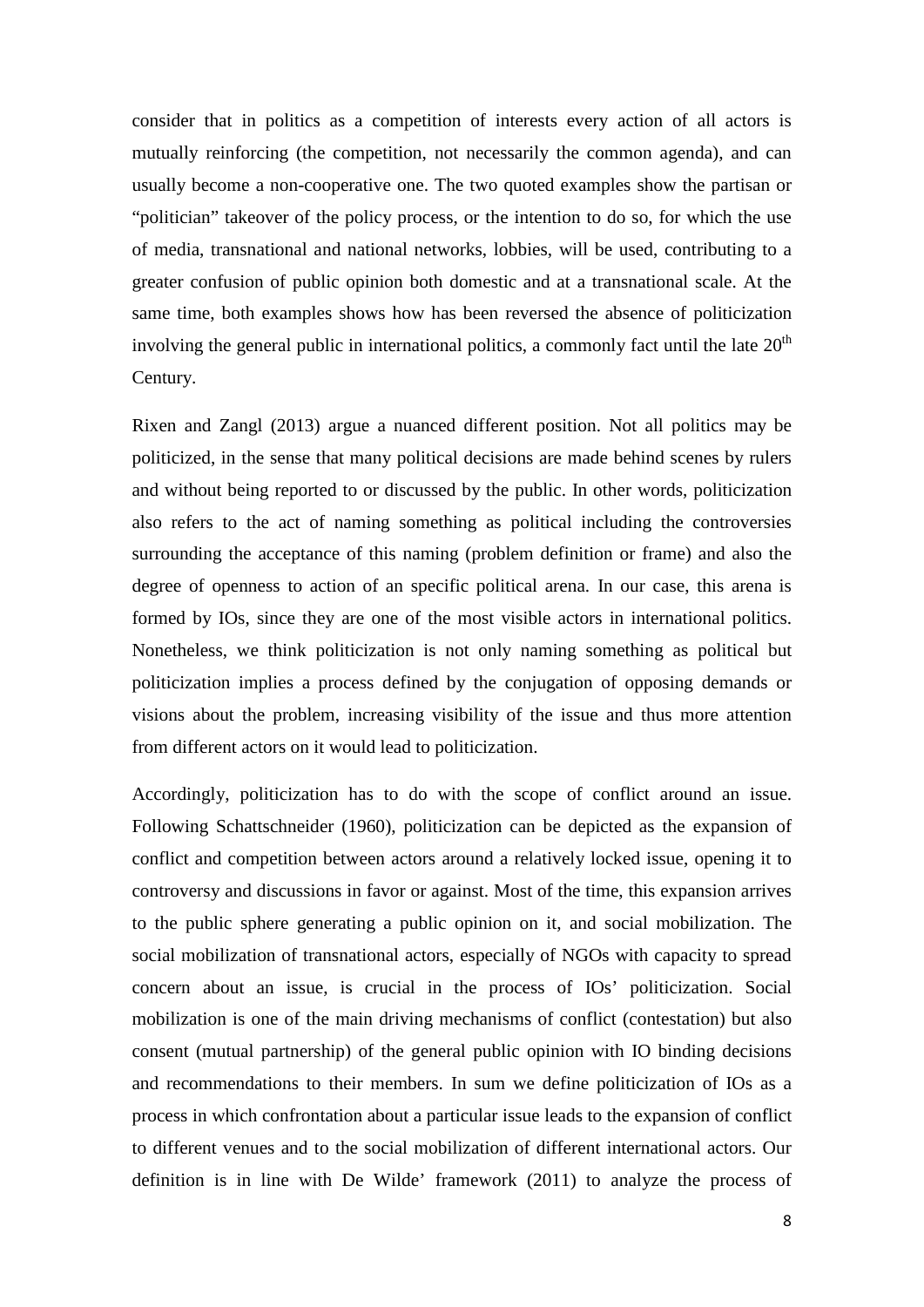consider that in politics as a competition of interests every action of all actors is mutually reinforcing (the competition, not necessarily the common agenda), and can usually become a non-cooperative one. The two quoted examples show the partisan or "politician" takeover of the policy process, or the intention to do so, for which the use of media, transnational and national networks, lobbies, will be used, contributing to a greater confusion of public opinion both domestic and at a transnational scale. At the same time, both examples shows how has been reversed the absence of politicization involving the general public in international politics, a commonly fact until the late 20th Century.

Rixen and Zangl (2013) argue a nuanced different position. Not all politics may be politicized, in the sense that many political decisions are made behind scenes by rulers and without being reported to or discussed by the public. In other words, politicization also refers to the act of naming something as political including the controversies surrounding the acceptance of this naming (problem definition or frame) and also the degree of openness to action of an specific political arena. In our case, this arena is formed by IOs, since they are one of the most visible actors in international politics. Nonetheless, we think politicization is not only naming something as political but politicization implies a process defined by the conjugation of opposing demands or visions about the problem, increasing visibility of the issue and thus more attention from different actors on it would lead to politicization.

Accordingly, politicization has to do with the scope of conflict around an issue. Following Schattschneider (1960), politicization can be depicted as the expansion of conflict and competition between actors around a relatively locked issue, opening it to controversy and discussions in favor or against. Most of the time, this expansion arrives to the public sphere generating a public opinion on it, and social mobilization. The social mobilization of transnational actors, especially of NGOs with capacity to spread concern about an issue, is crucial in the process of IOs' politicization. Social mobilization is one of the main driving mechanisms of conflict (contestation) but also consent (mutual partnership) of the general public opinion with IO binding decisions and recommendations to their members. In sum we define politicization of IOs as a process in which confrontation about a particular issue leads to the expansion of conflict to different venues and to the social mobilization of different international actors. Our definition is in line with De Wilde' framework (2011) to analyze the process of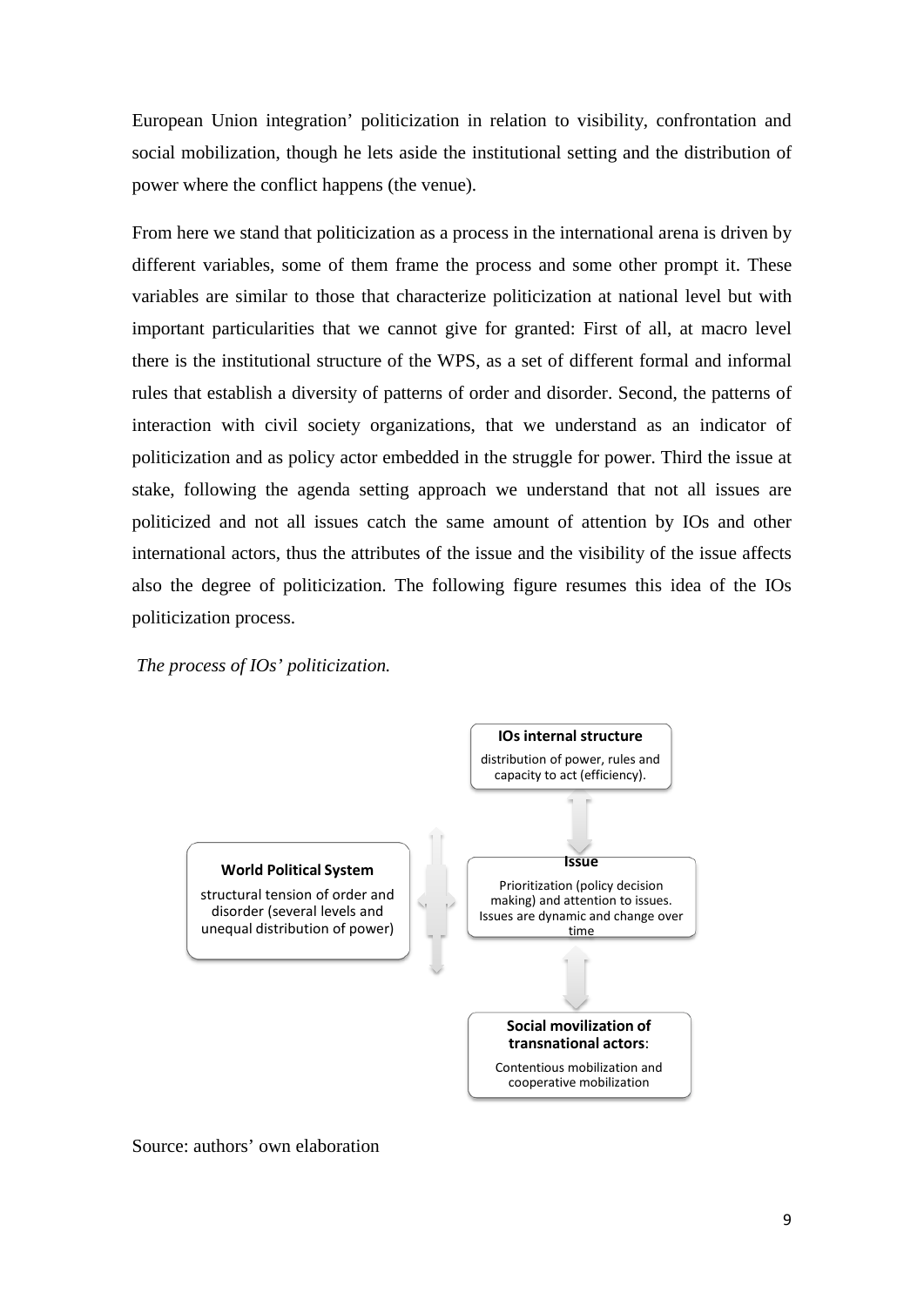European Union integration' politicization in relation to visibility, confrontation and social mobilization, though he lets aside the institutional setting and the distribution of power where the conflict happens (the venue).

From here we stand that politicization as a process in the international arena is driven by different variables, some of them frame the process and some other prompt it. These variables are similar to those that characterize politicization at national level but with important particularities that we cannot give for granted: First of all, at macro level there is the institutional structure of the WPS, as a set of different formal and informal rules that establish a diversity of patterns of order and disorder. Second, the patterns of interaction with civil society organizations, that we understand as an indicator of politicization and as policy actor embedded in the struggle for power. Third the issue at stake, following the agenda setting approach we understand that not all issues are politicized and not all issues catch the same amount of attention by IOs and other international actors, thus the attributes of the issue and the visibility of the issue affects also the degree of politicization. The following figure resumes this idea of the IOs politicization process.

*The process of IOs' politicization.*

**IOs internal structure**
distribution of power, rules and capacity to act (efficiency).

**World Political System**
structural tension of order and disorder (several levels and unequal distribution of power)

**Issue**
Prioritization (policy decision making) and attention to issues. Issues are dynamic and change over time

**Social movilization of transnational actors**:
Contentious mobilization and cooperative mobilization

Source: authors' own elaboration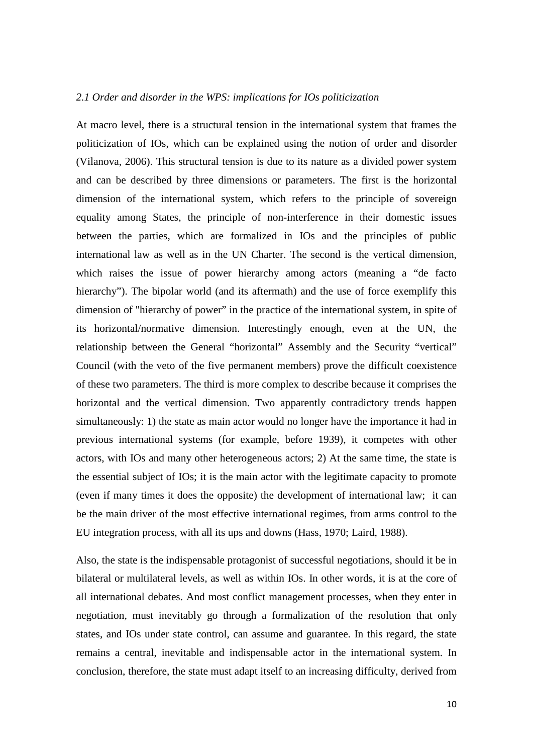*2.1 Order and disorder in the WPS: implications for IOs politicization*

At macro level, there is a structural tension in the international system that frames the politicization of IOs, which can be explained using the notion of order and disorder (Vilanova, 2006). This structural tension is due to its nature as a divided power system and can be described by three dimensions or parameters. The first is the horizontal dimension of the international system, which refers to the principle of sovereign equality among States, the principle of non-interference in their domestic issues between the parties, which are formalized in IOs and the principles of public international law as well as in the UN Charter. The second is the vertical dimension, which raises the issue of power hierarchy among actors (meaning a "de facto hierarchy"). The bipolar world (and its aftermath) and the use of force exemplify this dimension of "hierarchy of power" in the practice of the international system, in spite of its horizontal/normative dimension. Interestingly enough, even at the UN, the relationship between the General "horizontal" Assembly and the Security "vertical" Council (with the veto of the five permanent members) prove the difficult coexistence of these two parameters. The third is more complex to describe because it comprises the horizontal and the vertical dimension. Two apparently contradictory trends happen simultaneously: 1) the state as main actor would no longer have the importance it had in previous international systems (for example, before 1939), it competes with other actors, with IOs and many other heterogeneous actors; 2) At the same time, the state is the essential subject of IOs; it is the main actor with the legitimate capacity to promote (even if many times it does the opposite) the development of international law; it can be the main driver of the most effective international regimes, from arms control to the EU integration process, with all its ups and downs (Hass, 1970; Laird, 1988).

Also, the state is the indispensable protagonist of successful negotiations, should it be in bilateral or multilateral levels, as well as within IOs. In other words, it is at the core of all international debates. And most conflict management processes, when they enter in negotiation, must inevitably go through a formalization of the resolution that only states, and IOs under state control, can assume and guarantee. In this regard, the state remains a central, inevitable and indispensable actor in the international system. In conclusion, therefore, the state must adapt itself to an increasing difficulty, derived from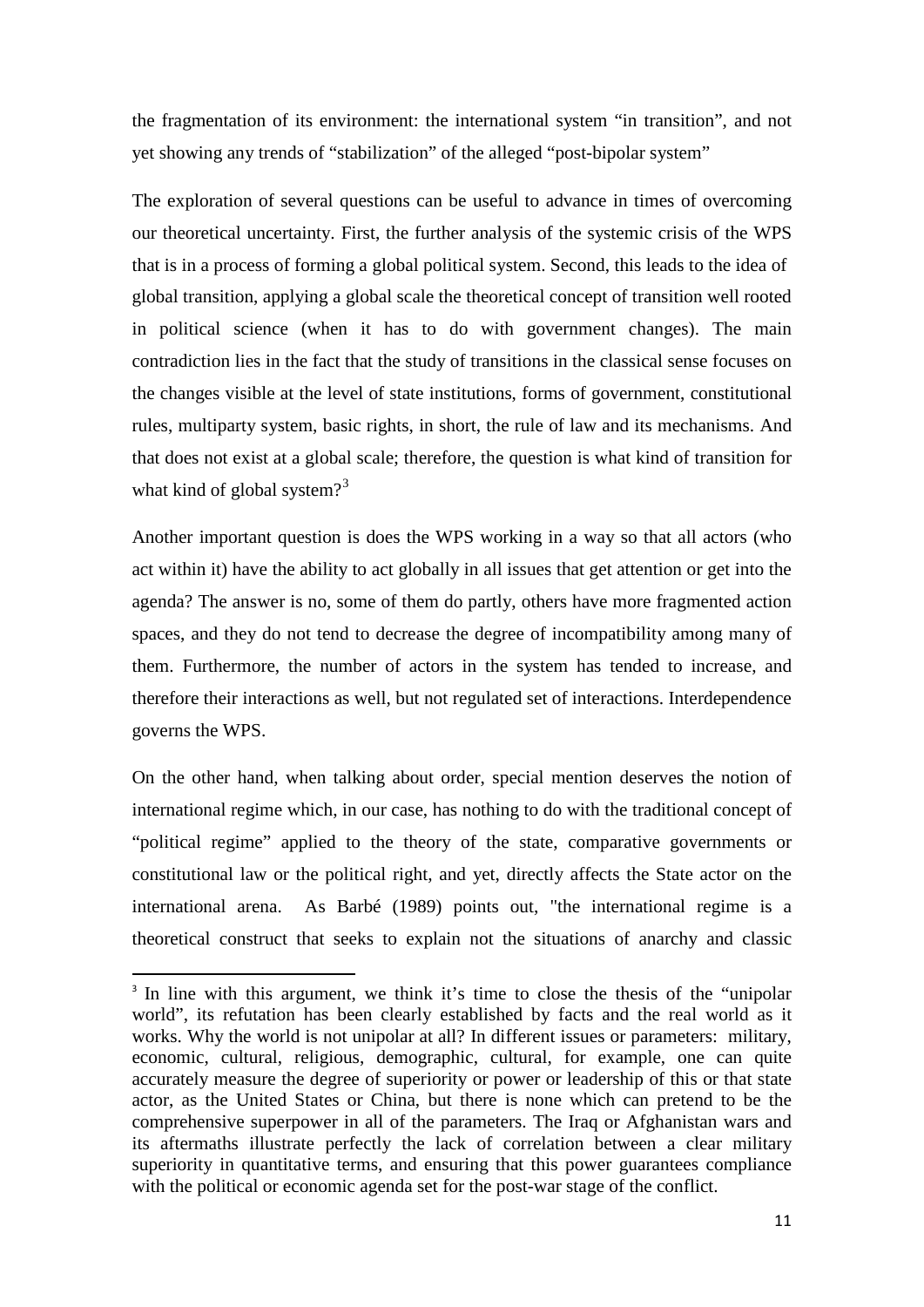the fragmentation of its environment: the international system "in transition", and not yet showing any trends of "stabilization" of the alleged "post-bipolar system"

The exploration of several questions can be useful to advance in times of overcoming our theoretical uncertainty. First, the further analysis of the systemic crisis of the WPS that is in a process of forming a global political system. Second, this leads to the idea of global transition, applying a global scale the theoretical concept of transition well rooted in political science (when it has to do with government changes). The main contradiction lies in the fact that the study of transitions in the classical sense focuses on the changes visible at the level of state institutions, forms of government, constitutional rules, multiparty system, basic rights, in short, the rule of law and its mechanisms. And that does not exist at a global scale; therefore, the question is what kind of transition for what kind of global system?[3]

Another important question is does the WPS working in a way so that all actors (who act within it) have the ability to act globally in all issues that get attention or get into the agenda? The answer is no, some of them do partly, others have more fragmented action spaces, and they do not tend to decrease the degree of incompatibility among many of them. Furthermore, the number of actors in the system has tended to increase, and therefore their interactions as well, but not regulated set of interactions. Interdependence governs the WPS.

On the other hand, when talking about order, special mention deserves the notion of international regime which, in our case, has nothing to do with the traditional concept of "political regime" applied to the theory of the state, comparative governments or constitutional law or the political right, and yet, directly affects the State actor on the international arena. As Barbé (1989) points out, "the international regime is a theoretical construct that seeks to explain not the situations of anarchy and classic

---

[3] In line with this argument, we think it's time to close the thesis of the "unipolar world", its refutation has been clearly established by facts and the real world as it works. Why the world is not unipolar at all? In different issues or parameters: military, economic, cultural, religious, demographic, cultural, for example, one can quite accurately measure the degree of superiority or power or leadership of this or that state actor, as the United States or China, but there is none which can pretend to be the comprehensive superpower in all of the parameters. The Iraq or Afghanistan wars and its aftermaths illustrate perfectly the lack of correlation between a clear military superiority in quantitative terms, and ensuring that this power guarantees compliance with the political or economic agenda set for the post-war stage of the conflict.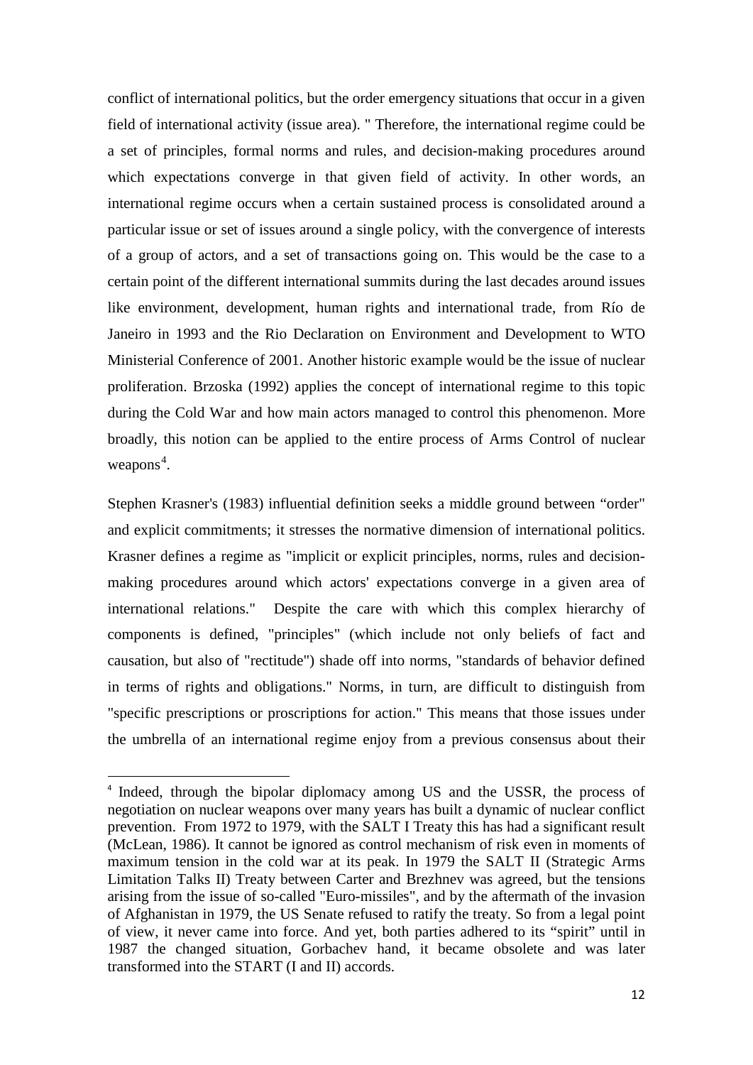conflict of international politics, but the order emergency situations that occur in a given field of international activity (issue area). " Therefore, the international regime could be a set of principles, formal norms and rules, and decision-making procedures around which expectations converge in that given field of activity. In other words, an international regime occurs when a certain sustained process is consolidated around a particular issue or set of issues around a single policy, with the convergence of interests of a group of actors, and a set of transactions going on. This would be the case to a certain point of the different international summits during the last decades around issues like environment, development, human rights and international trade, from Río de Janeiro in 1993 and the Rio Declaration on Environment and Development to WTO Ministerial Conference of 2001. Another historic example would be the issue of nuclear proliferation. Brzoska (1992) applies the concept of international regime to this topic during the Cold War and how main actors managed to control this phenomenon. More broadly, this notion can be applied to the entire process of Arms Control of nuclear weapons[4].

Stephen Krasner's (1983) influential definition seeks a middle ground between "order" and explicit commitments; it stresses the normative dimension of international politics. Krasner defines a regime as "implicit or explicit principles, norms, rules and decision-making procedures around which actors' expectations converge in a given area of international relations." Despite the care with which this complex hierarchy of components is defined, "principles" (which include not only beliefs of fact and causation, but also of "rectitude") shade off into norms, "standards of behavior defined in terms of rights and obligations." Norms, in turn, are difficult to distinguish from "specific prescriptions or proscriptions for action." This means that those issues under the umbrella of an international regime enjoy from a previous consensus about their

---

[4] Indeed, through the bipolar diplomacy among US and the USSR, the process of negotiation on nuclear weapons over many years has built a dynamic of nuclear conflict prevention. From 1972 to 1979, with the SALT I Treaty this has had a significant result (McLean, 1986). It cannot be ignored as control mechanism of risk even in moments of maximum tension in the cold war at its peak. In 1979 the SALT II (Strategic Arms Limitation Talks II) Treaty between Carter and Brezhnev was agreed, but the tensions arising from the issue of so-called "Euro-missiles", and by the aftermath of the invasion of Afghanistan in 1979, the US Senate refused to ratify the treaty. So from a legal point of view, it never came into force. And yet, both parties adhered to its "spirit" until in 1987 the changed situation, Gorbachev hand, it became obsolete and was later transformed into the START (I and II) accords.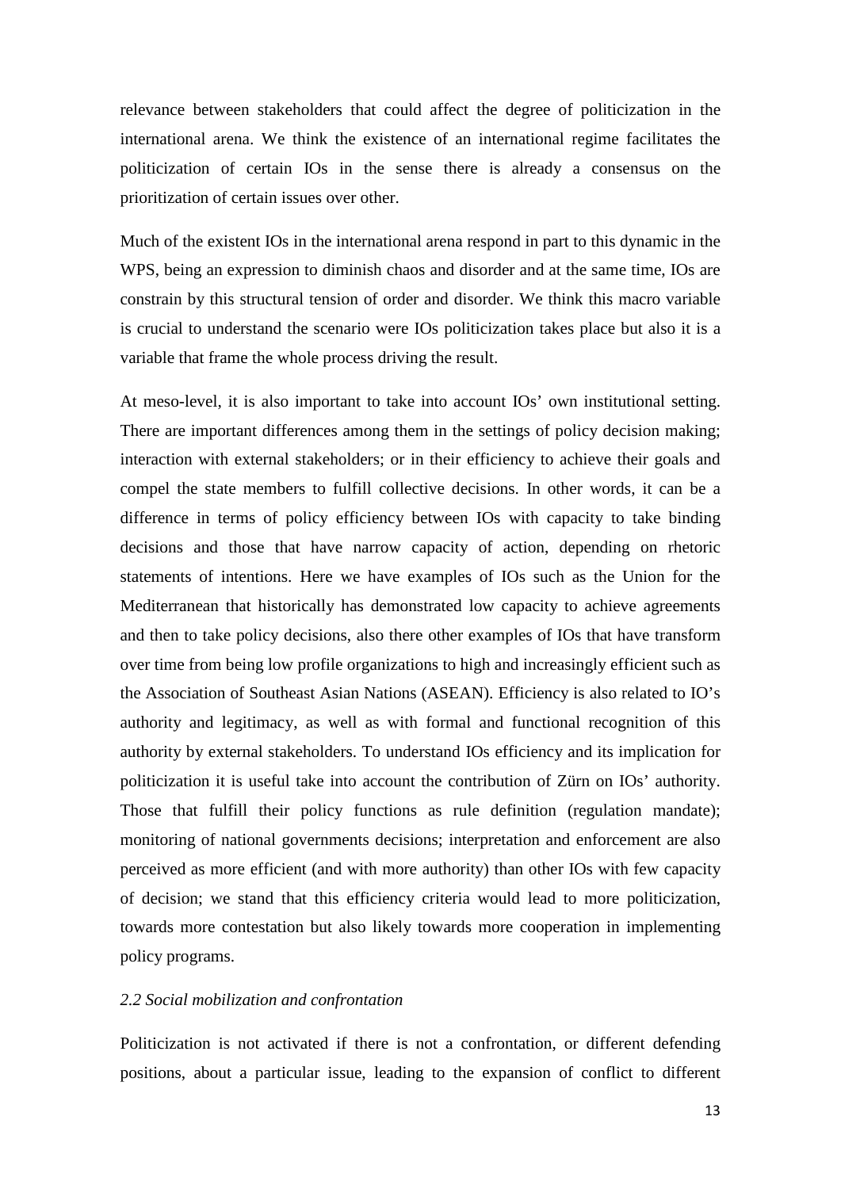relevance between stakeholders that could affect the degree of politicization in the international arena. We think the existence of an international regime facilitates the politicization of certain IOs in the sense there is already a consensus on the prioritization of certain issues over other.

Much of the existent IOs in the international arena respond in part to this dynamic in the WPS, being an expression to diminish chaos and disorder and at the same time, IOs are constrain by this structural tension of order and disorder. We think this macro variable is crucial to understand the scenario were IOs politicization takes place but also it is a variable that frame the whole process driving the result.

At meso-level, it is also important to take into account IOs' own institutional setting. There are important differences among them in the settings of policy decision making; interaction with external stakeholders; or in their efficiency to achieve their goals and compel the state members to fulfill collective decisions. In other words, it can be a difference in terms of policy efficiency between IOs with capacity to take binding decisions and those that have narrow capacity of action, depending on rhetoric statements of intentions. Here we have examples of IOs such as the Union for the Mediterranean that historically has demonstrated low capacity to achieve agreements and then to take policy decisions, also there other examples of IOs that have transform over time from being low profile organizations to high and increasingly efficient such as the Association of Southeast Asian Nations (ASEAN). Efficiency is also related to IO's authority and legitimacy, as well as with formal and functional recognition of this authority by external stakeholders. To understand IOs efficiency and its implication for politicization it is useful take into account the contribution of Zürn on IOs' authority. Those that fulfill their policy functions as rule definition (regulation mandate); monitoring of national governments decisions; interpretation and enforcement are also perceived as more efficient (and with more authority) than other IOs with few capacity of decision; we stand that this efficiency criteria would lead to more politicization, towards more contestation but also likely towards more cooperation in implementing policy programs.

### *2.2 Social mobilization and confrontation*

Politicization is not activated if there is not a confrontation, or different defending positions, about a particular issue, leading to the expansion of conflict to different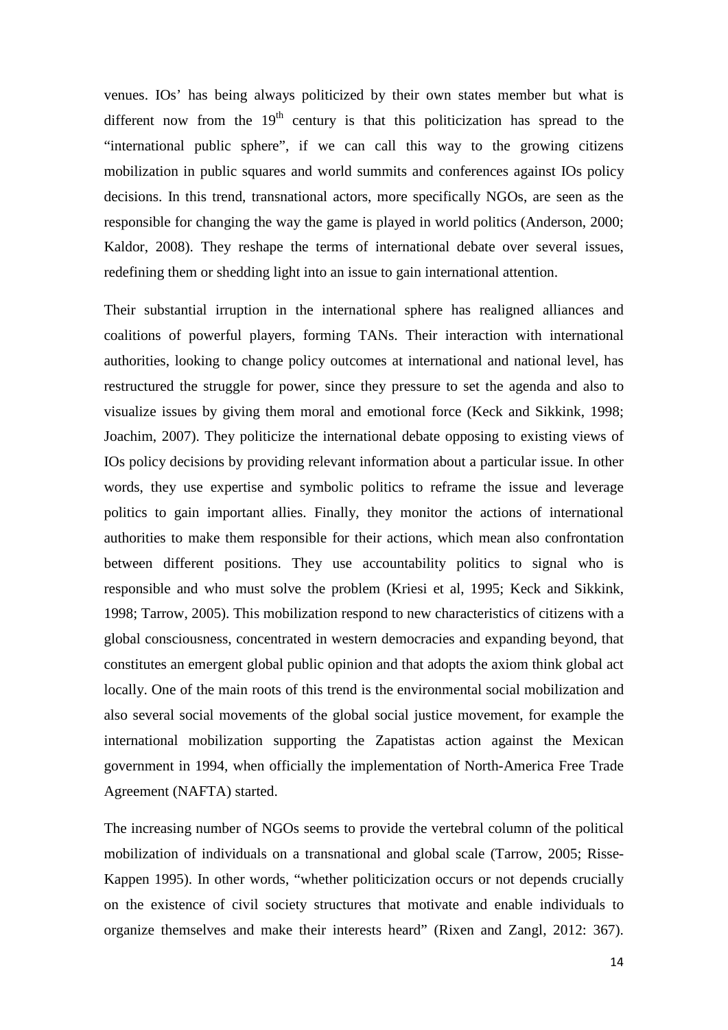venues. IOs' has being always politicized by their own states member but what is different now from the 19th century is that this politicization has spread to the "international public sphere", if we can call this way to the growing citizens mobilization in public squares and world summits and conferences against IOs policy decisions. In this trend, transnational actors, more specifically NGOs, are seen as the responsible for changing the way the game is played in world politics (Anderson, 2000; Kaldor, 2008). They reshape the terms of international debate over several issues, redefining them or shedding light into an issue to gain international attention.

Their substantial irruption in the international sphere has realigned alliances and coalitions of powerful players, forming TANs. Their interaction with international authorities, looking to change policy outcomes at international and national level, has restructured the struggle for power, since they pressure to set the agenda and also to visualize issues by giving them moral and emotional force (Keck and Sikkink, 1998; Joachim, 2007). They politicize the international debate opposing to existing views of IOs policy decisions by providing relevant information about a particular issue. In other words, they use expertise and symbolic politics to reframe the issue and leverage politics to gain important allies. Finally, they monitor the actions of international authorities to make them responsible for their actions, which mean also confrontation between different positions. They use accountability politics to signal who is responsible and who must solve the problem (Kriesi et al, 1995; Keck and Sikkink, 1998; Tarrow, 2005). This mobilization respond to new characteristics of citizens with a global consciousness, concentrated in western democracies and expanding beyond, that constitutes an emergent global public opinion and that adopts the axiom think global act locally. One of the main roots of this trend is the environmental social mobilization and also several social movements of the global social justice movement, for example the international mobilization supporting the Zapatistas action against the Mexican government in 1994, when officially the implementation of North-America Free Trade Agreement (NAFTA) started.

The increasing number of NGOs seems to provide the vertebral column of the political mobilization of individuals on a transnational and global scale (Tarrow, 2005; Risse-Kappen 1995). In other words, "whether politicization occurs or not depends crucially on the existence of civil society structures that motivate and enable individuals to organize themselves and make their interests heard" (Rixen and Zangl, 2012: 367).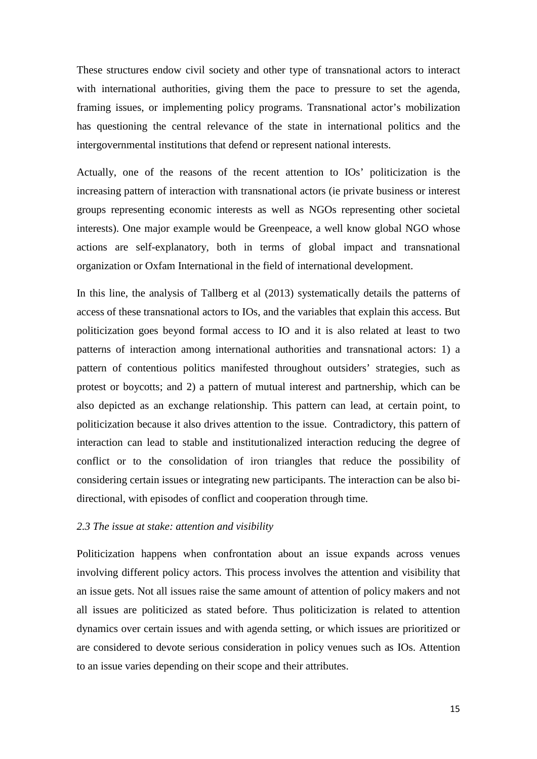These structures endow civil society and other type of transnational actors to interact with international authorities, giving them the pace to pressure to set the agenda, framing issues, or implementing policy programs. Transnational actor's mobilization has questioning the central relevance of the state in international politics and the intergovernmental institutions that defend or represent national interests.

Actually, one of the reasons of the recent attention to IOs' politicization is the increasing pattern of interaction with transnational actors (ie private business or interest groups representing economic interests as well as NGOs representing other societal interests). One major example would be Greenpeace, a well know global NGO whose actions are self-explanatory, both in terms of global impact and transnational organization or Oxfam International in the field of international development.

In this line, the analysis of Tallberg et al (2013) systematically details the patterns of access of these transnational actors to IOs, and the variables that explain this access. But politicization goes beyond formal access to IO and it is also related at least to two patterns of interaction among international authorities and transnational actors: 1) a pattern of contentious politics manifested throughout outsiders' strategies, such as protest or boycotts; and 2) a pattern of mutual interest and partnership, which can be also depicted as an exchange relationship. This pattern can lead, at certain point, to politicization because it also drives attention to the issue. Contradictory, this pattern of interaction can lead to stable and institutionalized interaction reducing the degree of conflict or to the consolidation of iron triangles that reduce the possibility of considering certain issues or integrating new participants. The interaction can be also bi-directional, with episodes of conflict and cooperation through time.

### *2.3 The issue at stake: attention and visibility*

Politicization happens when confrontation about an issue expands across venues involving different policy actors. This process involves the attention and visibility that an issue gets. Not all issues raise the same amount of attention of policy makers and not all issues are politicized as stated before. Thus politicization is related to attention dynamics over certain issues and with agenda setting, or which issues are prioritized or are considered to devote serious consideration in policy venues such as IOs. Attention to an issue varies depending on their scope and their attributes.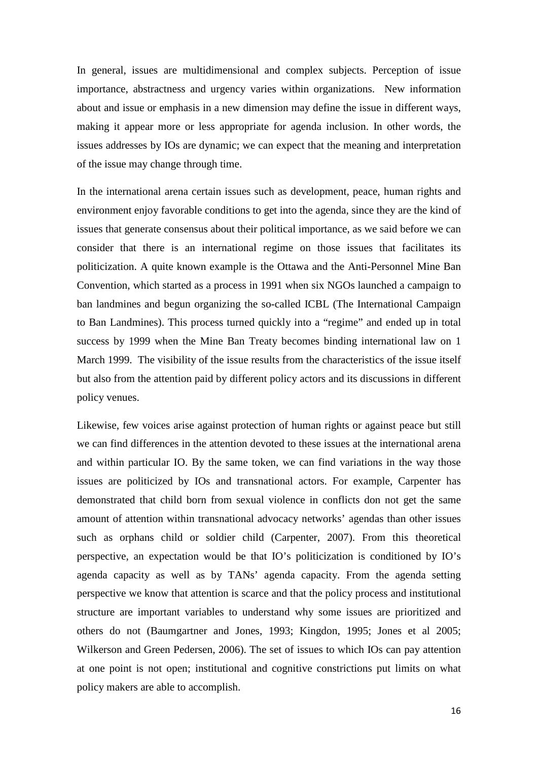In general, issues are multidimensional and complex subjects. Perception of issue importance, abstractness and urgency varies within organizations. New information about and issue or emphasis in a new dimension may define the issue in different ways, making it appear more or less appropriate for agenda inclusion. In other words, the issues addresses by IOs are dynamic; we can expect that the meaning and interpretation of the issue may change through time.

In the international arena certain issues such as development, peace, human rights and environment enjoy favorable conditions to get into the agenda, since they are the kind of issues that generate consensus about their political importance, as we said before we can consider that there is an international regime on those issues that facilitates its politicization. A quite known example is the Ottawa and the Anti-Personnel Mine Ban Convention, which started as a process in 1991 when six NGOs launched a campaign to ban landmines and begun organizing the so-called ICBL (The International Campaign to Ban Landmines). This process turned quickly into a "regime" and ended up in total success by 1999 when the Mine Ban Treaty becomes binding international law on 1 March 1999. The visibility of the issue results from the characteristics of the issue itself but also from the attention paid by different policy actors and its discussions in different policy venues.

Likewise, few voices arise against protection of human rights or against peace but still we can find differences in the attention devoted to these issues at the international arena and within particular IO. By the same token, we can find variations in the way those issues are politicized by IOs and transnational actors. For example, Carpenter has demonstrated that child born from sexual violence in conflicts don not get the same amount of attention within transnational advocacy networks' agendas than other issues such as orphans child or soldier child (Carpenter, 2007). From this theoretical perspective, an expectation would be that IO's politicization is conditioned by IO's agenda capacity as well as by TANs' agenda capacity. From the agenda setting perspective we know that attention is scarce and that the policy process and institutional structure are important variables to understand why some issues are prioritized and others do not (Baumgartner and Jones, 1993; Kingdon, 1995; Jones et al 2005; Wilkerson and Green Pedersen, 2006). The set of issues to which IOs can pay attention at one point is not open; institutional and cognitive constrictions put limits on what policy makers are able to accomplish.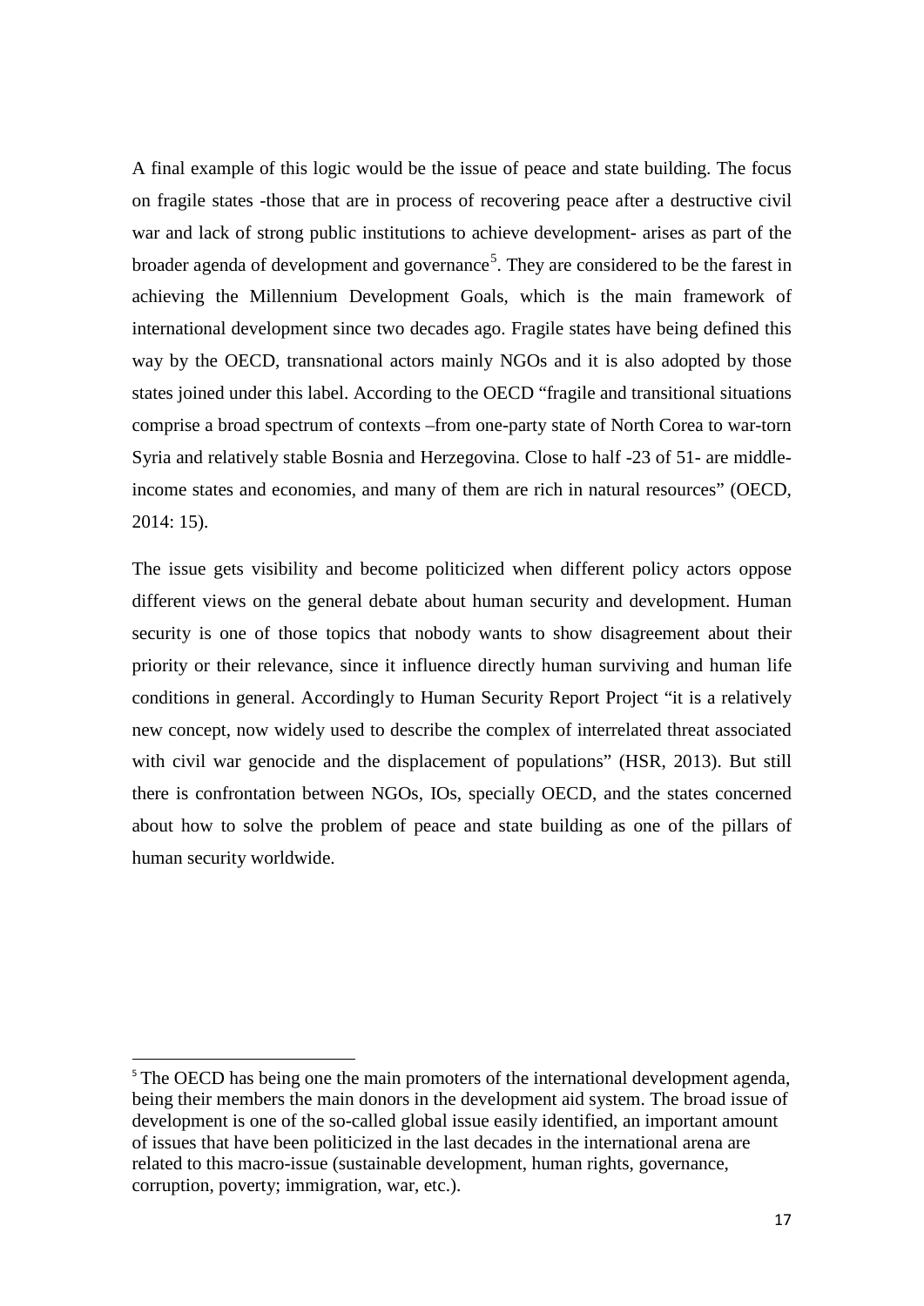A final example of this logic would be the issue of peace and state building. The focus on fragile states -those that are in process of recovering peace after a destructive civil war and lack of strong public institutions to achieve development- arises as part of the broader agenda of development and governance[5]. They are considered to be the farest in achieving the Millennium Development Goals, which is the main framework of international development since two decades ago. Fragile states have being defined this way by the OECD, transnational actors mainly NGOs and it is also adopted by those states joined under this label. According to the OECD "fragile and transitional situations comprise a broad spectrum of contexts –from one-party state of North Corea to war-torn Syria and relatively stable Bosnia and Herzegovina. Close to half -23 of 51- are middle-income states and economies, and many of them are rich in natural resources" (OECD, 2014: 15).

The issue gets visibility and become politicized when different policy actors oppose different views on the general debate about human security and development. Human security is one of those topics that nobody wants to show disagreement about their priority or their relevance, since it influence directly human surviving and human life conditions in general. Accordingly to Human Security Report Project "it is a relatively new concept, now widely used to describe the complex of interrelated threat associated with civil war genocide and the displacement of populations" (HSR, 2013). But still there is confrontation between NGOs, IOs, specially OECD, and the states concerned about how to solve the problem of peace and state building as one of the pillars of human security worldwide.

[5] The OECD has being one the main promoters of the international development agenda, being their members the main donors in the development aid system. The broad issue of development is one of the so-called global issue easily identified, an important amount of issues that have been politicized in the last decades in the international arena are related to this macro-issue (sustainable development, human rights, governance, corruption, poverty; immigration, war, etc.).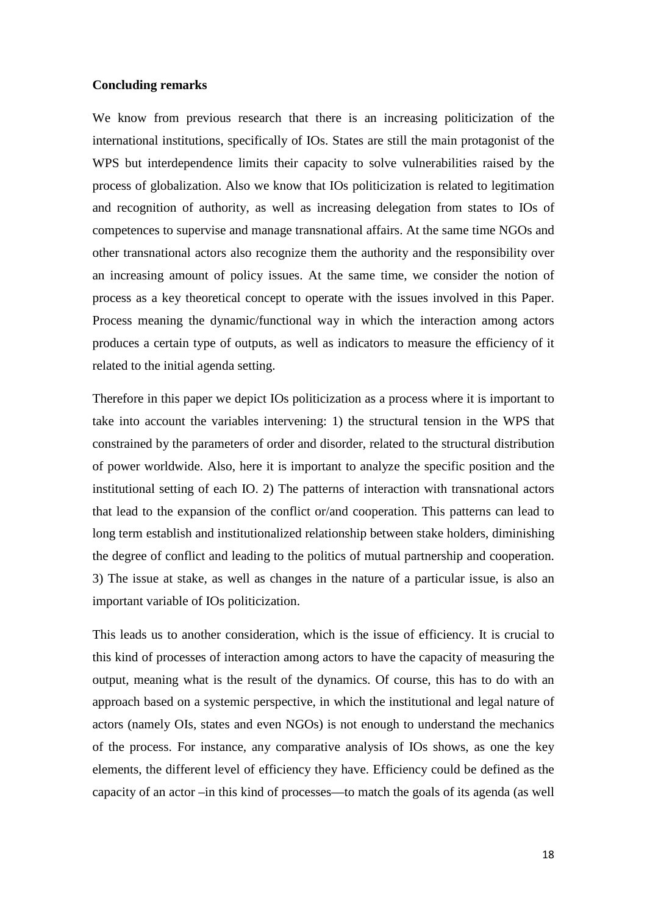**Concluding remarks**

We know from previous research that there is an increasing politicization of the international institutions, specifically of IOs. States are still the main protagonist of the WPS but interdependence limits their capacity to solve vulnerabilities raised by the process of globalization. Also we know that IOs politicization is related to legitimation and recognition of authority, as well as increasing delegation from states to IOs of competences to supervise and manage transnational affairs. At the same time NGOs and other transnational actors also recognize them the authority and the responsibility over an increasing amount of policy issues. At the same time, we consider the notion of process as a key theoretical concept to operate with the issues involved in this Paper. Process meaning the dynamic/functional way in which the interaction among actors produces a certain type of outputs, as well as indicators to measure the efficiency of it related to the initial agenda setting.

Therefore in this paper we depict IOs politicization as a process where it is important to take into account the variables intervening: 1) the structural tension in the WPS that constrained by the parameters of order and disorder, related to the structural distribution of power worldwide. Also, here it is important to analyze the specific position and the institutional setting of each IO. 2) The patterns of interaction with transnational actors that lead to the expansion of the conflict or/and cooperation. This patterns can lead to long term establish and institutionalized relationship between stake holders, diminishing the degree of conflict and leading to the politics of mutual partnership and cooperation. 3) The issue at stake, as well as changes in the nature of a particular issue, is also an important variable of IOs politicization.

This leads us to another consideration, which is the issue of efficiency. It is crucial to this kind of processes of interaction among actors to have the capacity of measuring the output, meaning what is the result of the dynamics. Of course, this has to do with an approach based on a systemic perspective, in which the institutional and legal nature of actors (namely OIs, states and even NGOs) is not enough to understand the mechanics of the process. For instance, any comparative analysis of IOs shows, as one the key elements, the different level of efficiency they have. Efficiency could be defined as the capacity of an actor –in this kind of processes—to match the goals of its agenda (as well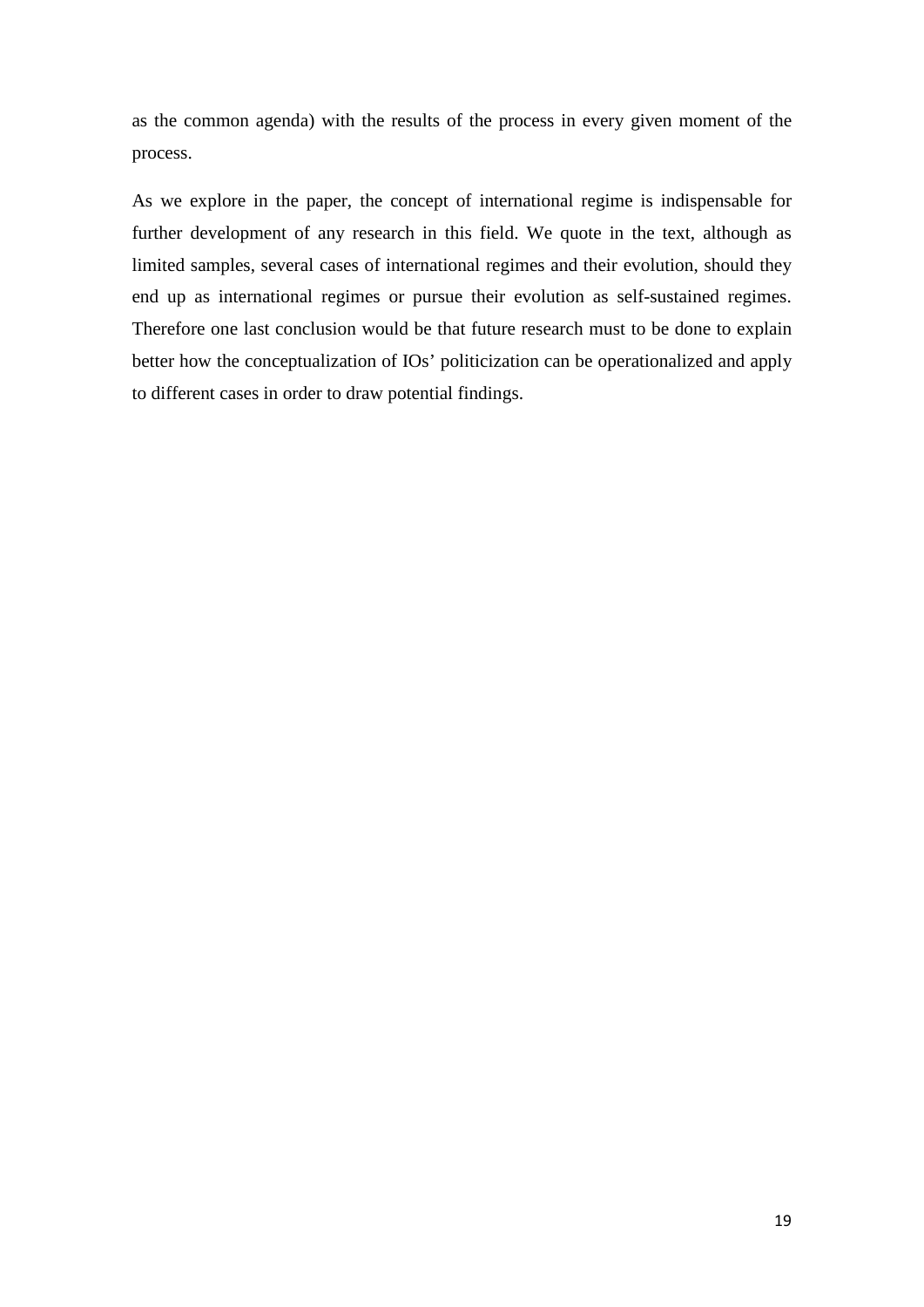as the common agenda) with the results of the process in every given moment of the process.

As we explore in the paper, the concept of international regime is indispensable for further development of any research in this field. We quote in the text, although as limited samples, several cases of international regimes and their evolution, should they end up as international regimes or pursue their evolution as self-sustained regimes. Therefore one last conclusion would be that future research must to be done to explain better how the conceptualization of IOs' politicization can be operationalized and apply to different cases in order to draw potential findings.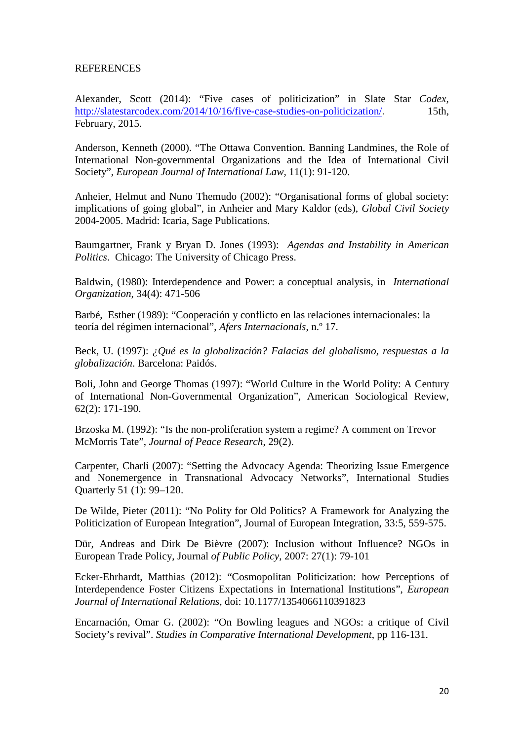REFERENCES

Alexander, Scott (2014): "Five cases of politicization" in Slate Star *Codex*, http://slatestarcodex.com/2014/10/16/five-case-studies-on-politicization/. 15th, February, 2015.

Anderson, Kenneth (2000). "The Ottawa Convention. Banning Landmines, the Role of International Non-governmental Organizations and the Idea of International Civil Society", *European Journal of International Law*, 11(1): 91-120.

Anheier, Helmut and Nuno Themudo (2002): "Organisational forms of global society: implications of going global", in Anheier and Mary Kaldor (eds), *Global Civil Society* 2004-2005. Madrid: Icaria, Sage Publications.

Baumgartner, Frank y Bryan D. Jones (1993): *Agendas and Instability in American Politics*. Chicago: The University of Chicago Press.

Baldwin, (1980): Interdependence and Power: a conceptual analysis, in *International Organization*, 34(4): 471-506

Barbé, Esther (1989): "Cooperación y conflicto en las relaciones internacionales: la teoría del régimen internacional", *Afers Internacionals*, n.º 17.

Beck, U. (1997): *¿Qué es la globalización? Falacias del globalismo, respuestas a la globalización*. Barcelona: Paidós.

Boli, John and George Thomas (1997): "World Culture in the World Polity: A Century of International Non-Governmental Organization", American Sociological Review, 62(2): 171-190.

Brzoska M. (1992): "Is the non-proliferation system a regime? A comment on Trevor McMorris Tate", *Journal of Peace Research*, 29(2).

Carpenter, Charli (2007): "Setting the Advocacy Agenda: Theorizing Issue Emergence and Nonemergence in Transnational Advocacy Networks", International Studies Quarterly 51 (1): 99–120.

De Wilde, Pieter (2011): "No Polity for Old Politics? A Framework for Analyzing the Politicization of European Integration", Journal of European Integration, 33:5, 559-575.

Dür, Andreas and Dirk De Bièvre (2007): Inclusion without Influence? NGOs in European Trade Policy, Journal *of Public Policy*, 2007: 27(1): 79-101

Ecker-Ehrhardt, Matthias (2012): "Cosmopolitan Politicization: how Perceptions of Interdependence Foster Citizens Expectations in International Institutions", *European Journal of International Relations*, doi: 10.1177/1354066110391823

Encarnación, Omar G. (2002): "On Bowling leagues and NGOs: a critique of Civil Society's revival". *Studies in Comparative International Development*, pp 116-131.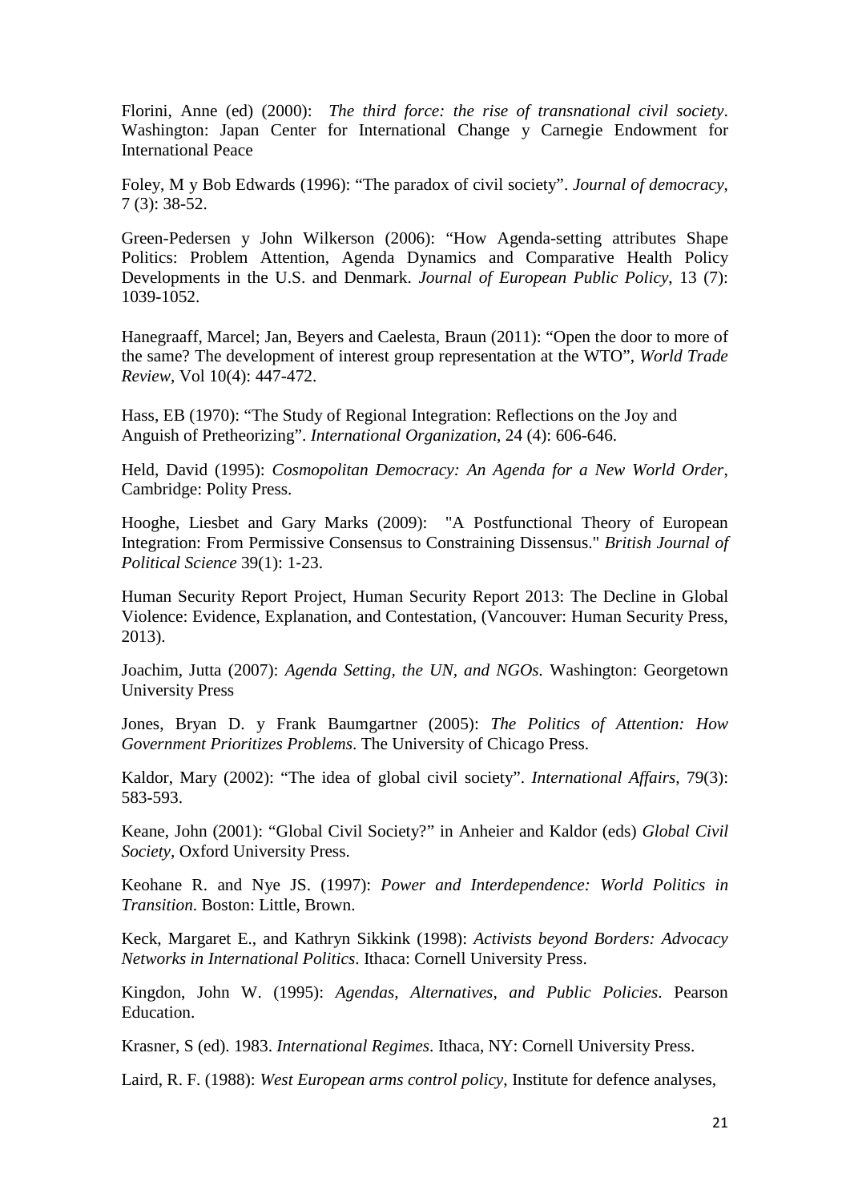Florini, Anne (ed) (2000): *The third force: the rise of transnational civil society*. Washington: Japan Center for International Change y Carnegie Endowment for International Peace

Foley, M y Bob Edwards (1996): "The paradox of civil society". *Journal of democracy*, 7 (3): 38-52.

Green-Pedersen y John Wilkerson (2006): "How Agenda-setting attributes Shape Politics: Problem Attention, Agenda Dynamics and Comparative Health Policy Developments in the U.S. and Denmark. *Journal of European Public Policy*, 13 (7): 1039-1052.

Hanegraaff, Marcel; Jan, Beyers and Caelesta, Braun (2011): "Open the door to more of the same? The development of interest group representation at the WTO", *World Trade Review*, Vol 10(4): 447-472.

Hass, EB (1970): "The Study of Regional Integration: Reflections on the Joy and Anguish of Pretheorizing". *International Organization*, 24 (4): 606-646.

Held, David (1995): *Cosmopolitan Democracy: An Agenda for a New World Order*, Cambridge: Polity Press.

Hooghe, Liesbet and Gary Marks (2009): "A Postfunctional Theory of European Integration: From Permissive Consensus to Constraining Dissensus." *British Journal of Political Science* 39(1): 1-23.

Human Security Report Project, Human Security Report 2013: The Decline in Global Violence: Evidence, Explanation, and Contestation, (Vancouver: Human Security Press, 2013).

Joachim, Jutta (2007): *Agenda Setting, the UN, and NGOs*. Washington: Georgetown University Press

Jones, Bryan D. y Frank Baumgartner (2005): *The Politics of Attention: How Government Prioritizes Problems*. The University of Chicago Press.

Kaldor, Mary (2002): "The idea of global civil society". *International Affairs*, 79(3): 583-593.

Keane, John (2001): "Global Civil Society?" in Anheier and Kaldor (eds) *Global Civil Society*, Oxford University Press.

Keohane R. and Nye JS. (1997): *Power and Interdependence: World Politics in Transition*. Boston: Little, Brown.

Keck, Margaret E., and Kathryn Sikkink (1998): *Activists beyond Borders: Advocacy Networks in International Politics*. Ithaca: Cornell University Press.

Kingdon, John W. (1995): *Agendas, Alternatives, and Public Policies*. Pearson Education.

Krasner, S (ed). 1983. *International Regimes*. Ithaca, NY: Cornell University Press.

Laird, R. F. (1988): *West European arms control policy*, Institute for defence analyses,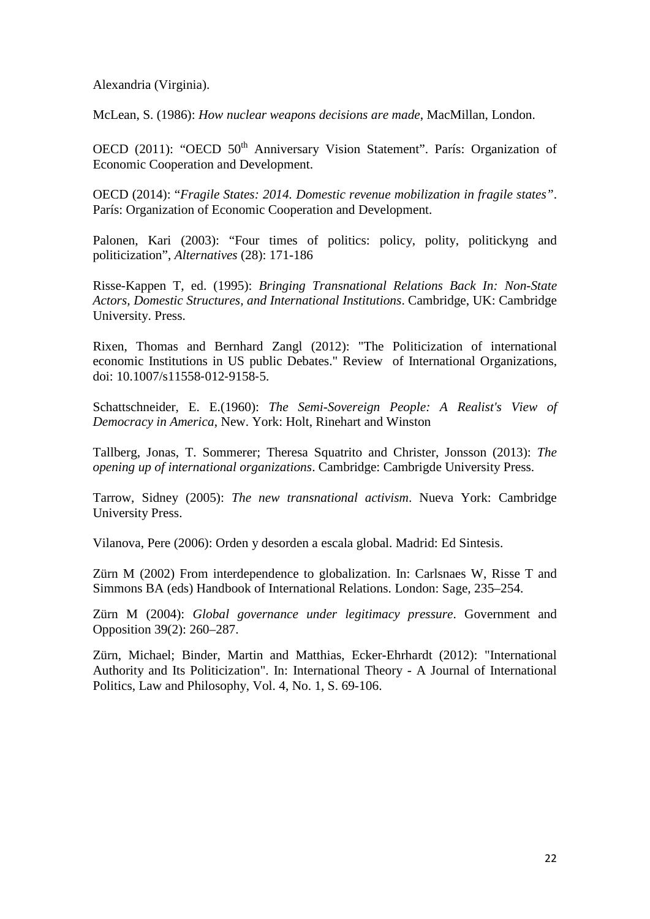Alexandria (Virginia).

McLean, S. (1986): *How nuclear weapons decisions are made*, MacMillan, London.

OECD (2011): "OECD 50th Anniversary Vision Statement". París: Organization of Economic Cooperation and Development.

OECD (2014): "*Fragile States: 2014. Domestic revenue mobilization in fragile states"*. París: Organization of Economic Cooperation and Development.

Palonen, Kari (2003): "Four times of politics: policy, polity, politickyng and politicization", *Alternatives* (28): 171-186

Risse-Kappen T, ed. (1995): *Bringing Transnational Relations Back In: Non-State Actors, Domestic Structures, and International Institutions*. Cambridge, UK: Cambridge University. Press.

Rixen, Thomas and Bernhard Zangl (2012): "The Politicization of international economic Institutions in US public Debates." Review of International Organizations, doi: 10.1007/s11558-012-9158-5.

Schattschneider, E. E.(1960): *The Semi-Sovereign People: A Realist's View of Democracy in America*, New. York: Holt, Rinehart and Winston

Tallberg, Jonas, T. Sommerer; Theresa Squatrito and Christer, Jonsson (2013): *The opening up of international organizations*. Cambridge: Cambrigde University Press.

Tarrow, Sidney (2005): *The new transnational activism*. Nueva York: Cambridge University Press.

Vilanova, Pere (2006): Orden y desorden a escala global. Madrid: Ed Sintesis.

Zürn M (2002) From interdependence to globalization. In: Carlsnaes W, Risse T and Simmons BA (eds) Handbook of International Relations. London: Sage, 235–254.

Zürn M (2004): *Global governance under legitimacy pressure*. Government and Opposition 39(2): 260–287.

Zürn, Michael; Binder, Martin and Matthias, Ecker-Ehrhardt (2012): "International Authority and Its Politicization". In: International Theory - A Journal of International Politics, Law and Philosophy, Vol. 4, No. 1, S. 69-106.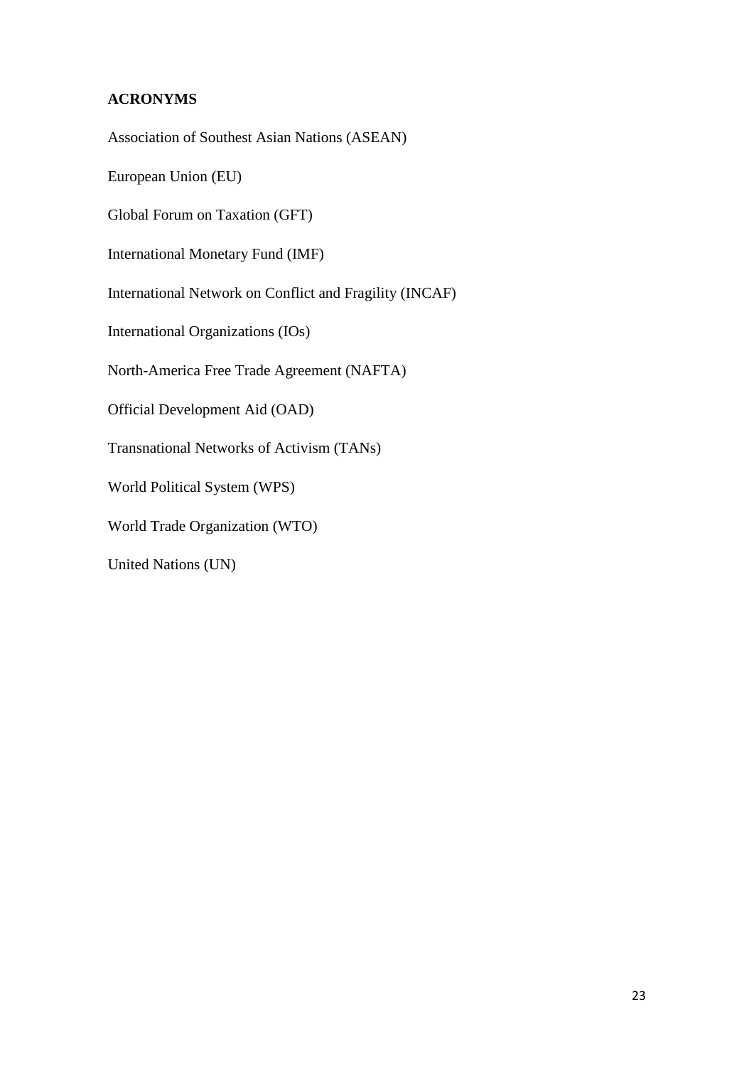## ACRONYMS

Association of Southest Asian Nations (ASEAN)

European Union (EU)

Global Forum on Taxation (GFT)

International Monetary Fund (IMF)

International Network on Conflict and Fragility (INCAF)

International Organizations (IOs)

North-America Free Trade Agreement (NAFTA)

Official Development Aid (OAD)

Transnational Networks of Activism (TANs)

World Political System (WPS)

World Trade Organization (WTO)

United Nations (UN)